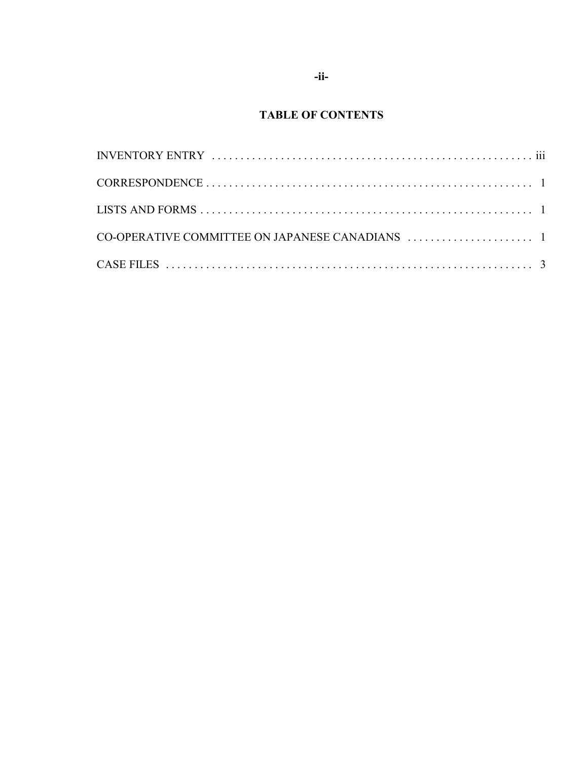# TABLE OF CONTENTS

INVENTORY ENTRY . . . . . . . . . . . . . . . . . . . . . . . . . . . . . . . . . . . . . . . . . . . . . . . . . . . . . iii

CORRESPONDENCE . . . . . . . . . . . . . . . . . . . . . . . . . . . . . . . . . . . . . . . . . . . . . . . . . . . . . 1

LISTS AND FORMS . . . . . . . . . . . . . . . . . . . . . . . . . . . . . . . . . . . . . . . . . . . . . . . . . . . . . 1

CO-OPERATIVE COMMITTEE ON JAPANESE CANADIANS . . . . . . . . . . . . . . . . . . . . . . 1

CASE FILES . . . . . . . . . . . . . . . . . . . . . . . . . . . . . . . . . . . . . . . . . . . . . . . . . . . . . . . . . 3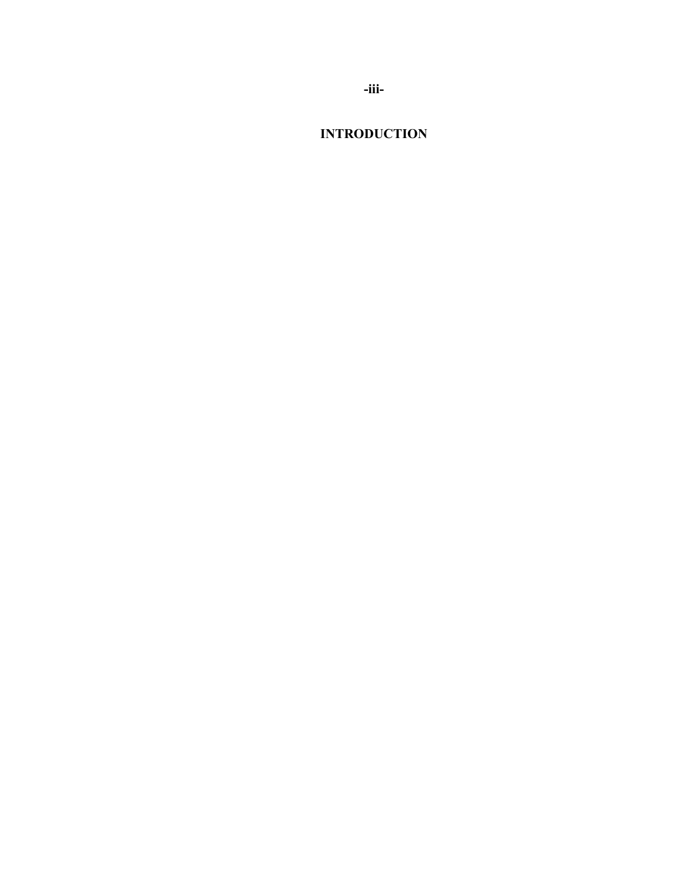# INTRODUCTION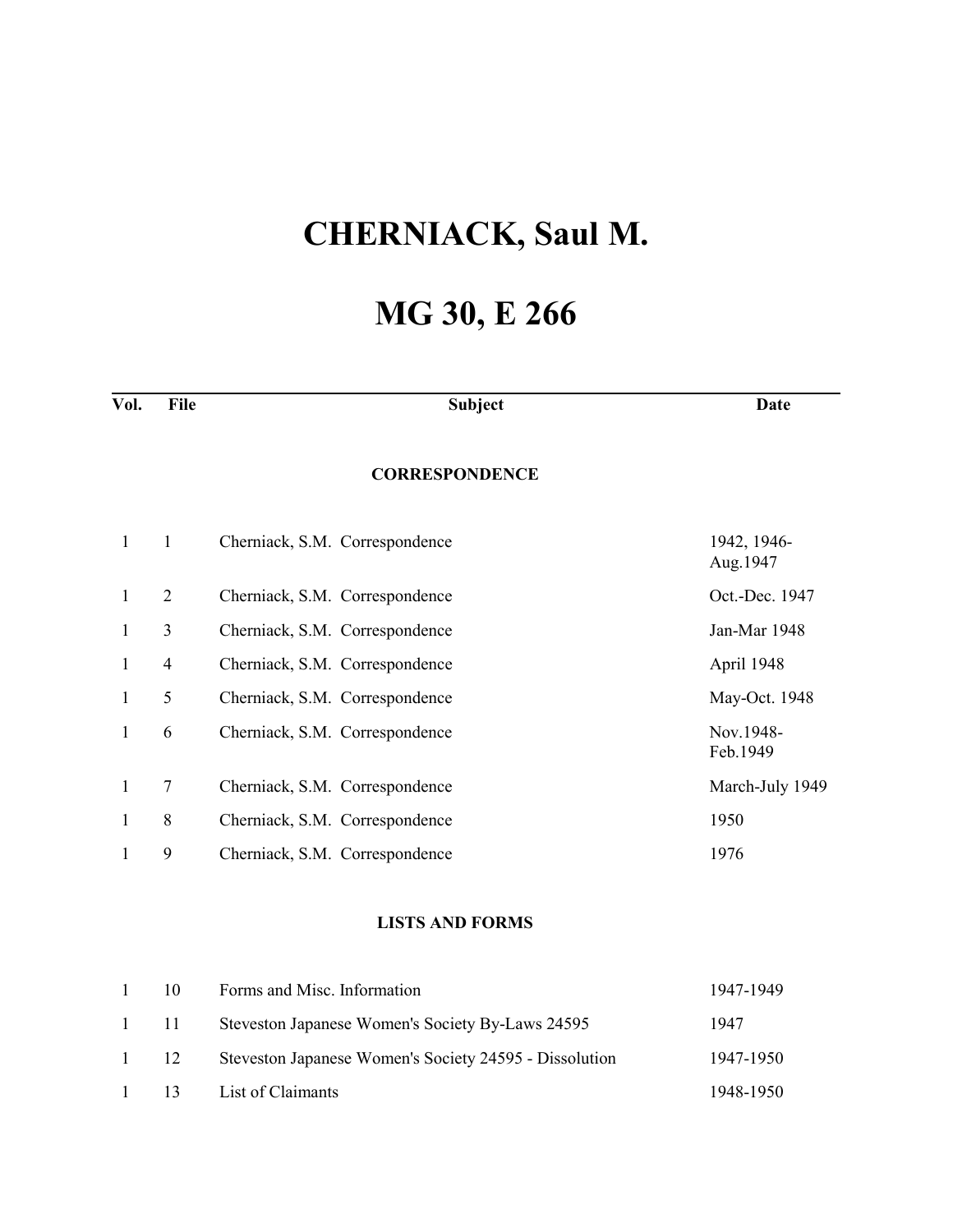# CHERNIACK, Saul M.

# MG 30, E 266

| Vol. | File | Subject | Date |
|---|---|---|---|
| | | **CORRESPONDENCE** | |
| 1 | 1 | Cherniack, S.M. Correspondence | 1942, 1946-Aug.1947 |
| 1 | 2 | Cherniack, S.M. Correspondence | Oct.-Dec. 1947 |
| 1 | 3 | Cherniack, S.M. Correspondence | Jan-Mar 1948 |
| 1 | 4 | Cherniack, S.M. Correspondence | April 1948 |
| 1 | 5 | Cherniack, S.M. Correspondence | May-Oct. 1948 |
| 1 | 6 | Cherniack, S.M. Correspondence | Nov.1948-Feb.1949 |
| 1 | 7 | Cherniack, S.M. Correspondence | March-July 1949 |
| 1 | 8 | Cherniack, S.M. Correspondence | 1950 |
| 1 | 9 | Cherniack, S.M. Correspondence | 1976 |
| | | **LISTS AND FORMS** | |
| 1 | 10 | Forms and Misc. Information | 1947-1949 |
| 1 | 11 | Steveston Japanese Women's Society By-Laws 24595 | 1947 |
| 1 | 12 | Steveston Japanese Women's Society 24595 - Dissolution | 1947-1950 |
| 1 | 13 | List of Claimants | 1948-1950 |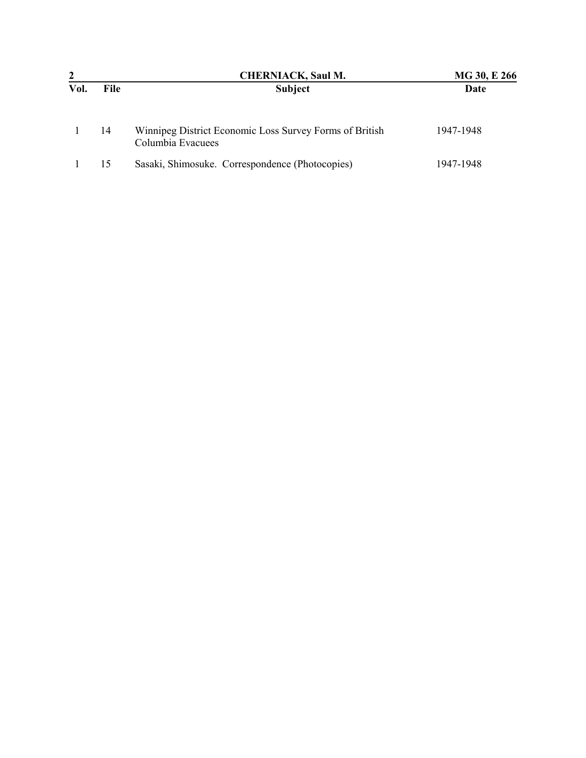| Vol. | File | Subject | Date |
|---|---|---|---|
| 1 | 14 | Winnipeg District Economic Loss Survey Forms of British Columbia Evacuees | 1947-1948 |
| 1 | 15 | Sasaki, Shimosuke. Correspondence (Photocopies) | 1947-1948 |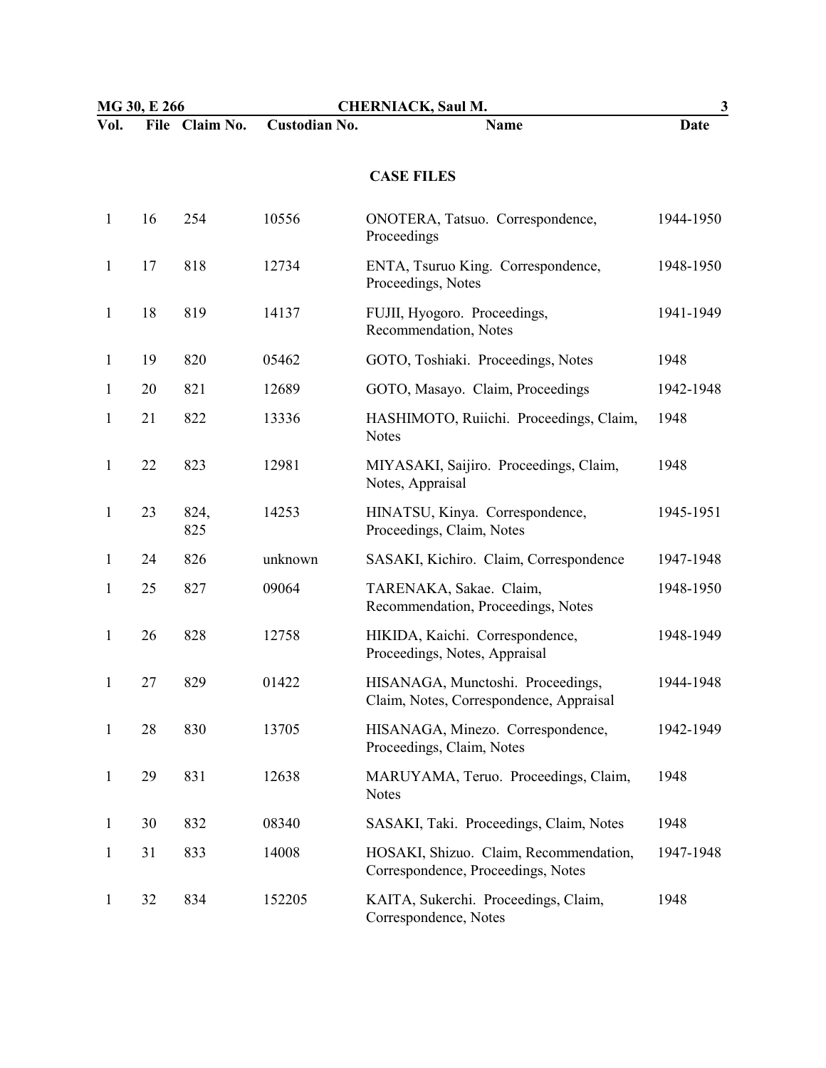| Vol. | File | Claim No. | Custodian No. | Name | Date |
|---|---|---|---|---|---|
| | | | | **CASE FILES** | |
| 1 | 16 | 254 | 10556 | ONOTERA, Tatsuo. Correspondence, Proceedings | 1944-1950 |
| 1 | 17 | 818 | 12734 | ENTA, Tsuruo King. Correspondence, Proceedings, Notes | 1948-1950 |
| 1 | 18 | 819 | 14137 | FUJII, Hyogoro. Proceedings, Recommendation, Notes | 1941-1949 |
| 1 | 19 | 820 | 05462 | GOTO, Toshiaki. Proceedings, Notes | 1948 |
| 1 | 20 | 821 | 12689 | GOTO, Masayo. Claim, Proceedings | 1942-1948 |
| 1 | 21 | 822 | 13336 | HASHIMOTO, Ruiichi. Proceedings, Claim, Notes | 1948 |
| 1 | 22 | 823 | 12981 | MIYASAKI, Saijiro. Proceedings, Claim, Notes, Appraisal | 1948 |
| 1 | 23 | 824, 825 | 14253 | HINATSU, Kinya. Correspondence, Proceedings, Claim, Notes | 1945-1951 |
| 1 | 24 | 826 | unknown | SASAKI, Kichiro. Claim, Correspondence | 1947-1948 |
| 1 | 25 | 827 | 09064 | TARENAKA, Sakae. Claim, Recommendation, Proceedings, Notes | 1948-1950 |
| 1 | 26 | 828 | 12758 | HIKIDA, Kaichi. Correspondence, Proceedings, Notes, Appraisal | 1948-1949 |
| 1 | 27 | 829 | 01422 | HISANAGA, Munctoshi. Proceedings, Claim, Notes, Correspondence, Appraisal | 1944-1948 |
| 1 | 28 | 830 | 13705 | HISANAGA, Minezo. Correspondence, Proceedings, Claim, Notes | 1942-1949 |
| 1 | 29 | 831 | 12638 | MARUYAMA, Teruo. Proceedings, Claim, Notes | 1948 |
| 1 | 30 | 832 | 08340 | SASAKI, Taki. Proceedings, Claim, Notes | 1948 |
| 1 | 31 | 833 | 14008 | HOSAKI, Shizuo. Claim, Recommendation, Correspondence, Proceedings, Notes | 1947-1948 |
| 1 | 32 | 834 | 152205 | KAITA, Sukerchi. Proceedings, Claim, Correspondence, Notes | 1948 |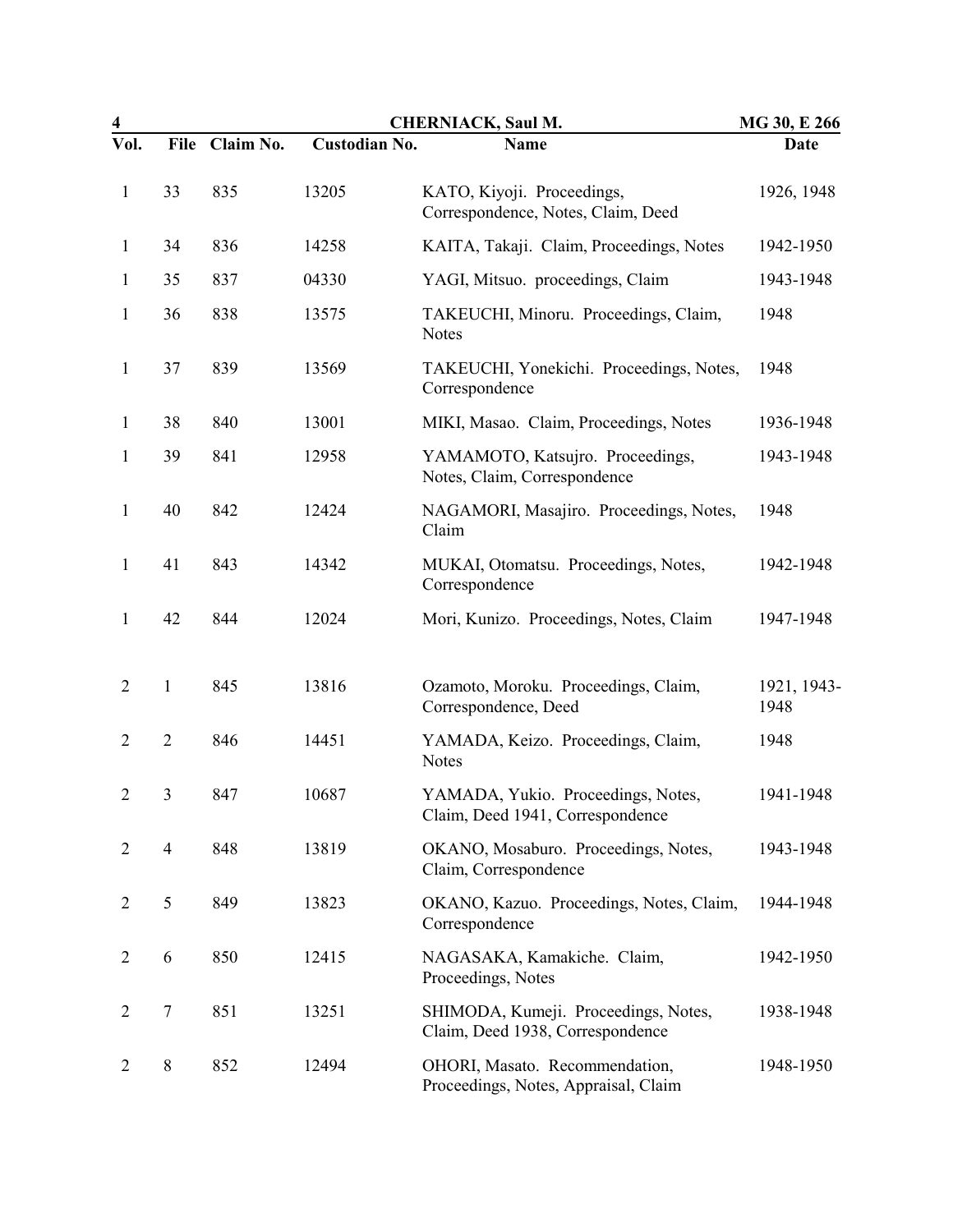| Vol. | File | Claim No. | Custodian No. | Name | Date |
|---|---|---|---|---|---|
| 1 | 33 | 835 | 13205 | KATO, Kiyoji. Proceedings, Correspondence, Notes, Claim, Deed | 1926, 1948 |
| 1 | 34 | 836 | 14258 | KAITA, Takaji. Claim, Proceedings, Notes | 1942-1950 |
| 1 | 35 | 837 | 04330 | YAGI, Mitsuo. proceedings, Claim | 1943-1948 |
| 1 | 36 | 838 | 13575 | TAKEUCHI, Minoru. Proceedings, Claim, Notes | 1948 |
| 1 | 37 | 839 | 13569 | TAKEUCHI, Yonekichi. Proceedings, Notes, Correspondence | 1948 |
| 1 | 38 | 840 | 13001 | MIKI, Masao. Claim, Proceedings, Notes | 1936-1948 |
| 1 | 39 | 841 | 12958 | YAMAMOTO, Katsujro. Proceedings, Notes, Claim, Correspondence | 1943-1948 |
| 1 | 40 | 842 | 12424 | NAGAMORI, Masajiro. Proceedings, Notes, Claim | 1948 |
| 1 | 41 | 843 | 14342 | MUKAI, Otomatsu. Proceedings, Notes, Correspondence | 1942-1948 |
| 1 | 42 | 844 | 12024 | Mori, Kunizo. Proceedings, Notes, Claim | 1947-1948 |
| 2 | 1 | 845 | 13816 | Ozamoto, Moroku. Proceedings, Claim, Correspondence, Deed | 1921, 1943-1948 |
| 2 | 2 | 846 | 14451 | YAMADA, Keizo. Proceedings, Claim, Notes | 1948 |
| 2 | 3 | 847 | 10687 | YAMADA, Yukio. Proceedings, Notes, Claim, Deed 1941, Correspondence | 1941-1948 |
| 2 | 4 | 848 | 13819 | OKANO, Mosaburo. Proceedings, Notes, Claim, Correspondence | 1943-1948 |
| 2 | 5 | 849 | 13823 | OKANO, Kazuo. Proceedings, Notes, Claim, Correspondence | 1944-1948 |
| 2 | 6 | 850 | 12415 | NAGASAKA, Kamakiche. Claim, Proceedings, Notes | 1942-1950 |
| 2 | 7 | 851 | 13251 | SHIMODA, Kumeji. Proceedings, Notes, Claim, Deed 1938, Correspondence | 1938-1948 |
| 2 | 8 | 852 | 12494 | OHORI, Masato. Recommendation, Proceedings, Notes, Appraisal, Claim | 1948-1950 |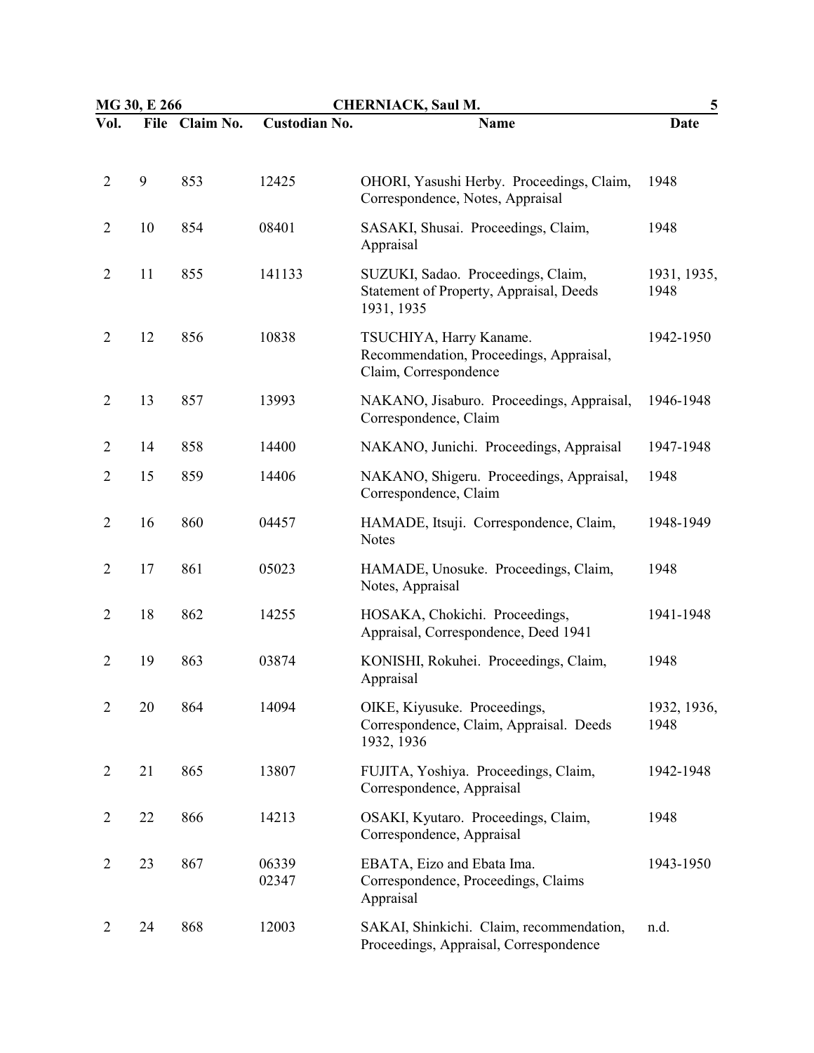| Vol. | File | Claim No. | Custodian No. | Name | Date |
|---|---|---|---|---|---|
| 2 | 9 | 853 | 12425 | OHORI, Yasushi Herby. Proceedings, Claim, Correspondence, Notes, Appraisal | 1948 |
| 2 | 10 | 854 | 08401 | SASAKI, Shusai. Proceedings, Claim, Appraisal | 1948 |
| 2 | 11 | 855 | 141133 | SUZUKI, Sadao. Proceedings, Claim, Statement of Property, Appraisal, Deeds 1931, 1935 | 1931, 1935, 1948 |
| 2 | 12 | 856 | 10838 | TSUCHIYA, Harry Kaname. Recommendation, Proceedings, Appraisal, Claim, Correspondence | 1942-1950 |
| 2 | 13 | 857 | 13993 | NAKANO, Jisaburo. Proceedings, Appraisal, Correspondence, Claim | 1946-1948 |
| 2 | 14 | 858 | 14400 | NAKANO, Junichi. Proceedings, Appraisal | 1947-1948 |
| 2 | 15 | 859 | 14406 | NAKANO, Shigeru. Proceedings, Appraisal, Correspondence, Claim | 1948 |
| 2 | 16 | 860 | 04457 | HAMADE, Itsuji. Correspondence, Claim, Notes | 1948-1949 |
| 2 | 17 | 861 | 05023 | HAMADE, Unosuke. Proceedings, Claim, Notes, Appraisal | 1948 |
| 2 | 18 | 862 | 14255 | HOSAKA, Chokichi. Proceedings, Appraisal, Correspondence, Deed 1941 | 1941-1948 |
| 2 | 19 | 863 | 03874 | KONISHI, Rokuhei. Proceedings, Claim, Appraisal | 1948 |
| 2 | 20 | 864 | 14094 | OIKE, Kiyusuke. Proceedings, Correspondence, Claim, Appraisal. Deeds 1932, 1936 | 1932, 1936, 1948 |
| 2 | 21 | 865 | 13807 | FUJITA, Yoshiya. Proceedings, Claim, Correspondence, Appraisal | 1942-1948 |
| 2 | 22 | 866 | 14213 | OSAKI, Kyutaro. Proceedings, Claim, Correspondence, Appraisal | 1948 |
| 2 | 23 | 867 | 06339 02347 | EBATA, Eizo and Ebata Ima. Correspondence, Proceedings, Claims Appraisal | 1943-1950 |
| 2 | 24 | 868 | 12003 | SAKAI, Shinkichi. Claim, recommendation, Proceedings, Appraisal, Correspondence | n.d. |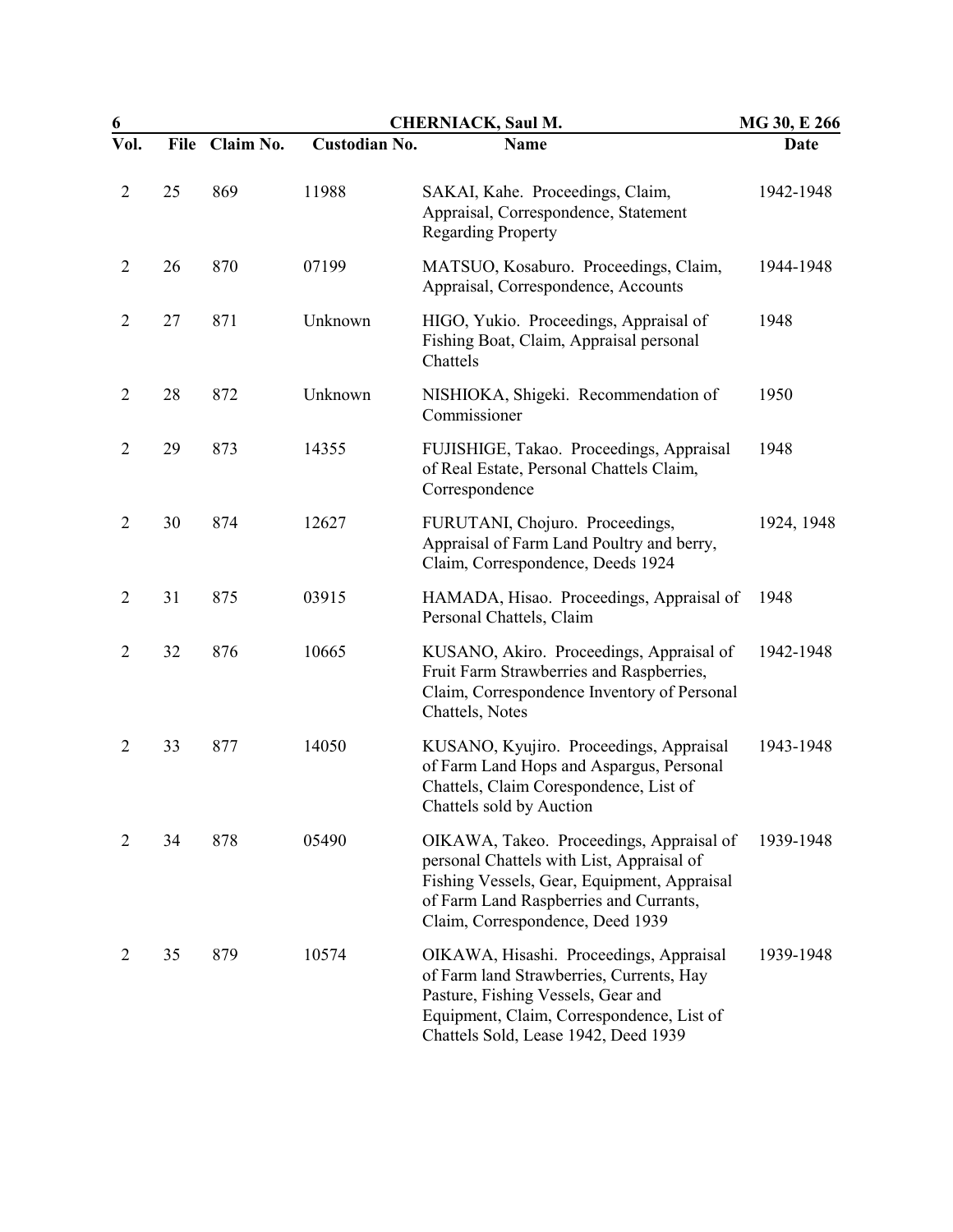| Vol. | File | Claim No. | Custodian No. | Name | Date |
|---|---|---|---|---|---|
| 2 | 25 | 869 | 11988 | SAKAI, Kahe. Proceedings, Claim, Appraisal, Correspondence, Statement Regarding Property | 1942-1948 |
| 2 | 26 | 870 | 07199 | MATSUO, Kosaburo. Proceedings, Claim, Appraisal, Correspondence, Accounts | 1944-1948 |
| 2 | 27 | 871 | Unknown | HIGO, Yukio. Proceedings, Appraisal of Fishing Boat, Claim, Appraisal personal Chattels | 1948 |
| 2 | 28 | 872 | Unknown | NISHIOKA, Shigeki. Recommendation of Commissioner | 1950 |
| 2 | 29 | 873 | 14355 | FUJISHIGE, Takao. Proceedings, Appraisal of Real Estate, Personal Chattels Claim, Correspondence | 1948 |
| 2 | 30 | 874 | 12627 | FURUTANI, Chojuro. Proceedings, Appraisal of Farm Land Poultry and berry, Claim, Correspondence, Deeds 1924 | 1924, 1948 |
| 2 | 31 | 875 | 03915 | HAMADA, Hisao. Proceedings, Appraisal of Personal Chattels, Claim | 1948 |
| 2 | 32 | 876 | 10665 | KUSANO, Akiro. Proceedings, Appraisal of Fruit Farm Strawberries and Raspberries, Claim, Correspondence Inventory of Personal Chattels, Notes | 1942-1948 |
| 2 | 33 | 877 | 14050 | KUSANO, Kyujiro. Proceedings, Appraisal of Farm Land Hops and Aspargus, Personal Chattels, Claim Corespondence, List of Chattels sold by Auction | 1943-1948 |
| 2 | 34 | 878 | 05490 | OIKAWA, Takeo. Proceedings, Appraisal of personal Chattels with List, Appraisal of Fishing Vessels, Gear, Equipment, Appraisal of Farm Land Raspberries and Currants, Claim, Correspondence, Deed 1939 | 1939-1948 |
| 2 | 35 | 879 | 10574 | OIKAWA, Hisashi. Proceedings, Appraisal of Farm land Strawberries, Currents, Hay Pasture, Fishing Vessels, Gear and Equipment, Claim, Correspondence, List of Chattels Sold, Lease 1942, Deed 1939 | 1939-1948 |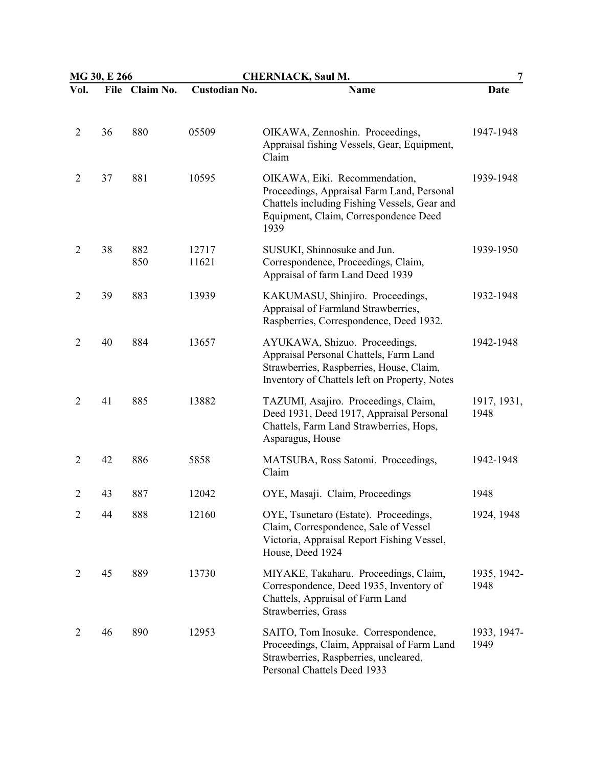| Vol. | File | Claim No. | Custodian No. | Name | Date |
|---|---|---|---|---|---|
| 2 | 36 | 880 | 05509 | OIKAWA, Zennoshin. Proceedings, Appraisal fishing Vessels, Gear, Equipment, Claim | 1947-1948 |
| 2 | 37 | 881 | 10595 | OIKAWA, Eiki. Recommendation, Proceedings, Appraisal Farm Land, Personal Chattels including Fishing Vessels, Gear and Equipment, Claim, Correspondence Deed 1939 | 1939-1948 |
| 2 | 38 | 882<br>850 | 12717<br>11621 | SUSUKI, Shinnosuke and Jun. Correspondence, Proceedings, Claim, Appraisal of farm Land Deed 1939 | 1939-1950 |
| 2 | 39 | 883 | 13939 | KAKUMASU, Shinjiro. Proceedings, Appraisal of Farmland Strawberries, Raspberries, Correspondence, Deed 1932. | 1932-1948 |
| 2 | 40 | 884 | 13657 | AYUKAWA, Shizuo. Proceedings, Appraisal Personal Chattels, Farm Land Strawberries, Raspberries, House, Claim, Inventory of Chattels left on Property, Notes | 1942-1948 |
| 2 | 41 | 885 | 13882 | TAZUMI, Asajiro. Proceedings, Claim, Deed 1931, Deed 1917, Appraisal Personal Chattels, Farm Land Strawberries, Hops, Asparagus, House | 1917, 1931, 1948 |
| 2 | 42 | 886 | 5858 | MATSUBA, Ross Satomi. Proceedings, Claim | 1942-1948 |
| 2 | 43 | 887 | 12042 | OYE, Masaji. Claim, Proceedings | 1948 |
| 2 | 44 | 888 | 12160 | OYE, Tsunetaro (Estate). Proceedings, Claim, Correspondence, Sale of Vessel Victoria, Appraisal Report Fishing Vessel, House, Deed 1924 | 1924, 1948 |
| 2 | 45 | 889 | 13730 | MIYAKE, Takaharu. Proceedings, Claim, Correspondence, Deed 1935, Inventory of Chattels, Appraisal of Farm Land Strawberries, Grass | 1935, 1942-1948 |
| 2 | 46 | 890 | 12953 | SAITO, Tom Inosuke. Correspondence, Proceedings, Claim, Appraisal of Farm Land Strawberries, Raspberries, uncleared, Personal Chattels Deed 1933 | 1933, 1947-1949 |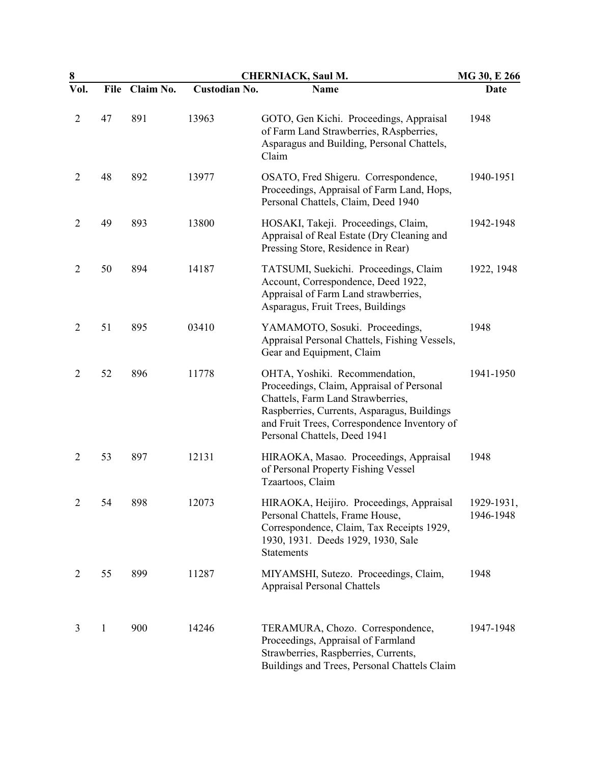| Vol. | File | Claim No. | Custodian No. | Name | Date |
|---|---|---|---|---|---|
| 2 | 47 | 891 | 13963 | GOTO, Gen Kichi. Proceedings, Appraisal of Farm Land Strawberries, RAspberries, Asparagus and Building, Personal Chattels, Claim | 1948 |
| 2 | 48 | 892 | 13977 | OSATO, Fred Shigeru. Correspondence, Proceedings, Appraisal of Farm Land, Hops, Personal Chattels, Claim, Deed 1940 | 1940-1951 |
| 2 | 49 | 893 | 13800 | HOSAKI, Takeji. Proceedings, Claim, Appraisal of Real Estate (Dry Cleaning and Pressing Store, Residence in Rear) | 1942-1948 |
| 2 | 50 | 894 | 14187 | TATSUMI, Suekichi. Proceedings, Claim Account, Correspondence, Deed 1922, Appraisal of Farm Land strawberries, Asparagus, Fruit Trees, Buildings | 1922, 1948 |
| 2 | 51 | 895 | 03410 | YAMAMOTO, Sosuki. Proceedings, Appraisal Personal Chattels, Fishing Vessels, Gear and Equipment, Claim | 1948 |
| 2 | 52 | 896 | 11778 | OHTA, Yoshiki. Recommendation, Proceedings, Claim, Appraisal of Personal Chattels, Farm Land Strawberries, Raspberries, Currents, Asparagus, Buildings and Fruit Trees, Correspondence Inventory of Personal Chattels, Deed 1941 | 1941-1950 |
| 2 | 53 | 897 | 12131 | HIRAOKA, Masao. Proceedings, Appraisal of Personal Property Fishing Vessel Tzaartoos, Claim | 1948 |
| 2 | 54 | 898 | 12073 | HIRAOKA, Heijiro. Proceedings, Appraisal Personal Chattels, Frame House, Correspondence, Claim, Tax Receipts 1929, 1930, 1931. Deeds 1929, 1930, Sale Statements | 1929-1931, 1946-1948 |
| 2 | 55 | 899 | 11287 | MIYAMSHI, Sutezo. Proceedings, Claim, Appraisal Personal Chattels | 1948 |
| 3 | 1 | 900 | 14246 | TERAMURA, Chozo. Correspondence, Proceedings, Appraisal of Farmland Strawberries, Raspberries, Currents, Buildings and Trees, Personal Chattels Claim | 1947-1948 |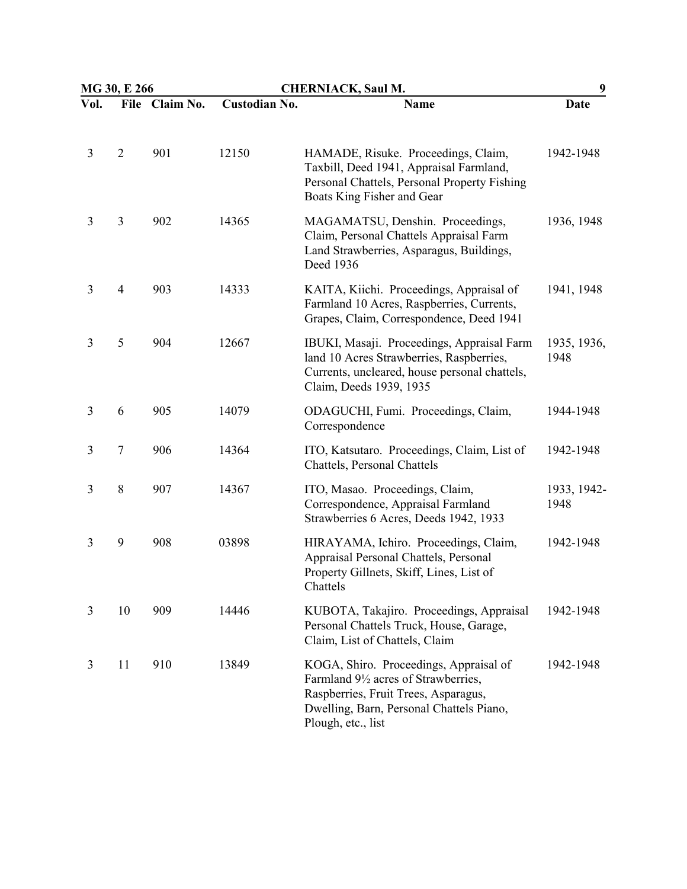| Vol. | File | Claim No. | Custodian No. | Name | Date |
|---|---|---|---|---|---|
| 3 | 2 | 901 | 12150 | HAMADE, Risuke. Proceedings, Claim, Taxbill, Deed 1941, Appraisal Farmland, Personal Chattels, Personal Property Fishing Boats King Fisher and Gear | 1942-1948 |
| 3 | 3 | 902 | 14365 | MAGAMATSU, Denshin. Proceedings, Claim, Personal Chattels Appraisal Farm Land Strawberries, Asparagus, Buildings, Deed 1936 | 1936, 1948 |
| 3 | 4 | 903 | 14333 | KAITA, Kiichi. Proceedings, Appraisal of Farmland 10 Acres, Raspberries, Currents, Grapes, Claim, Correspondence, Deed 1941 | 1941, 1948 |
| 3 | 5 | 904 | 12667 | IBUKI, Masaji. Proceedings, Appraisal Farm land 10 Acres Strawberries, Raspberries, Currents, uncleared, house personal chattels, Claim, Deeds 1939, 1935 | 1935, 1936, 1948 |
| 3 | 6 | 905 | 14079 | ODAGUCHI, Fumi. Proceedings, Claim, Correspondence | 1944-1948 |
| 3 | 7 | 906 | 14364 | ITO, Katsutaro. Proceedings, Claim, List of Chattels, Personal Chattels | 1942-1948 |
| 3 | 8 | 907 | 14367 | ITO, Masao. Proceedings, Claim, Correspondence, Appraisal Farmland Strawberries 6 Acres, Deeds 1942, 1933 | 1933, 1942-1948 |
| 3 | 9 | 908 | 03898 | HIRAYAMA, Ichiro. Proceedings, Claim, Appraisal Personal Chattels, Personal Property Gillnets, Skiff, Lines, List of Chattels | 1942-1948 |
| 3 | 10 | 909 | 14446 | KUBOTA, Takajiro. Proceedings, Appraisal Personal Chattels Truck, House, Garage, Claim, List of Chattels, Claim | 1942-1948 |
| 3 | 11 | 910 | 13849 | KOGA, Shiro. Proceedings, Appraisal of Farmland 9½ acres of Strawberries, Raspberries, Fruit Trees, Asparagus, Dwelling, Barn, Personal Chattels Piano, Plough, etc., list | 1942-1948 |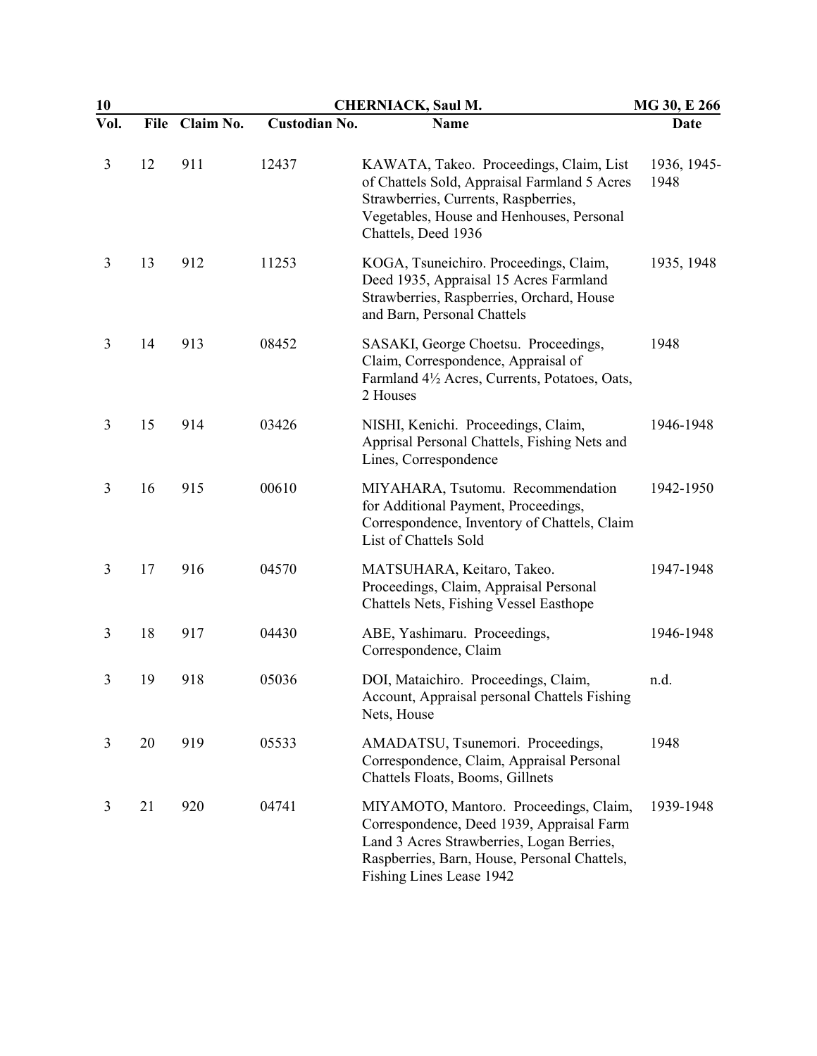| Vol. | File | Claim No. | Custodian No. | Name | Date |
|---|---|---|---|---|---|
| 3 | 12 | 911 | 12437 | KAWATA, Takeo. Proceedings, Claim, List of Chattels Sold, Appraisal Farmland 5 Acres Strawberries, Currents, Raspberries, Vegetables, House and Henhouses, Personal Chattels, Deed 1936 | 1936, 1945-1948 |
| 3 | 13 | 912 | 11253 | KOGA, Tsuneichiro. Proceedings, Claim, Deed 1935, Appraisal 15 Acres Farmland Strawberries, Raspberries, Orchard, House and Barn, Personal Chattels | 1935, 1948 |
| 3 | 14 | 913 | 08452 | SASAKI, George Choetsu. Proceedings, Claim, Correspondence, Appraisal of Farmland 4½ Acres, Currents, Potatoes, Oats, 2 Houses | 1948 |
| 3 | 15 | 914 | 03426 | NISHI, Kenichi. Proceedings, Claim, Apprisal Personal Chattels, Fishing Nets and Lines, Correspondence | 1946-1948 |
| 3 | 16 | 915 | 00610 | MIYAHARA, Tsutomu. Recommendation for Additional Payment, Proceedings, Correspondence, Inventory of Chattels, Claim List of Chattels Sold | 1942-1950 |
| 3 | 17 | 916 | 04570 | MATSUHARA, Keitaro, Takeo. Proceedings, Claim, Appraisal Personal Chattels Nets, Fishing Vessel Easthope | 1947-1948 |
| 3 | 18 | 917 | 04430 | ABE, Yashimaru. Proceedings, Correspondence, Claim | 1946-1948 |
| 3 | 19 | 918 | 05036 | DOI, Mataichiro. Proceedings, Claim, Account, Appraisal personal Chattels Fishing Nets, House | n.d. |
| 3 | 20 | 919 | 05533 | AMADATSU, Tsunemori. Proceedings, Correspondence, Claim, Appraisal Personal Chattels Floats, Booms, Gillnets | 1948 |
| 3 | 21 | 920 | 04741 | MIYAMOTO, Mantoro. Proceedings, Claim, Correspondence, Deed 1939, Appraisal Farm Land 3 Acres Strawberries, Logan Berries, Raspberries, Barn, House, Personal Chattels, Fishing Lines Lease 1942 | 1939-1948 |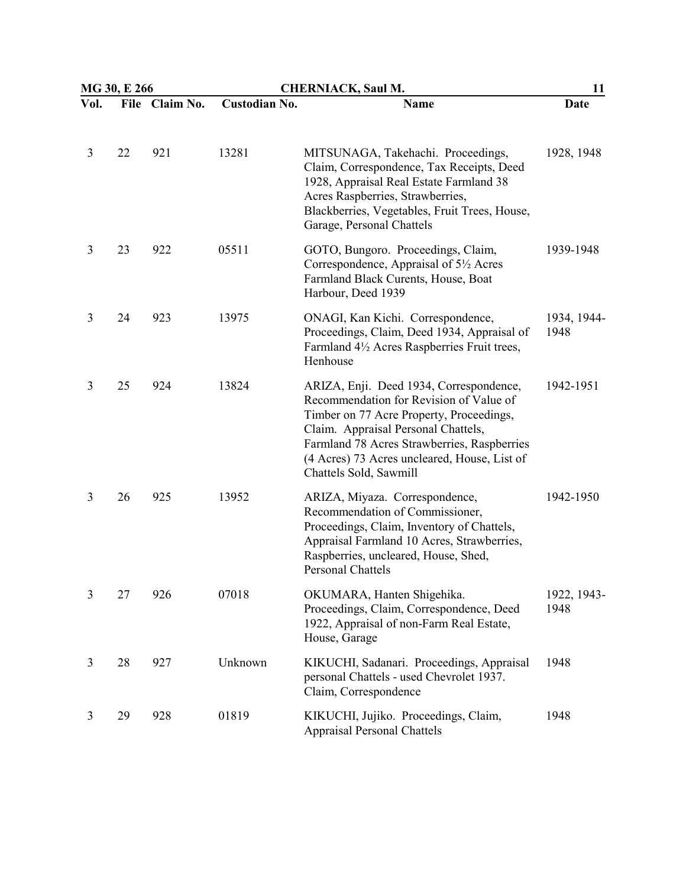| Vol. | File | Claim No. | Custodian No. | Name | Date |
|---|---|---|---|---|---|
| 3 | 22 | 921 | 13281 | MITSUNAGA, Takehachi. Proceedings, Claim, Correspondence, Tax Receipts, Deed 1928, Appraisal Real Estate Farmland 38 Acres Raspberries, Strawberries, Blackberries, Vegetables, Fruit Trees, House, Garage, Personal Chattels | 1928, 1948 |
| 3 | 23 | 922 | 05511 | GOTO, Bungoro. Proceedings, Claim, Correspondence, Appraisal of 5½ Acres Farmland Black Curents, House, Boat Harbour, Deed 1939 | 1939-1948 |
| 3 | 24 | 923 | 13975 | ONAGI, Kan Kichi. Correspondence, Proceedings, Claim, Deed 1934, Appraisal of Farmland 4½ Acres Raspberries Fruit trees, Henhouse | 1934, 1944-1948 |
| 3 | 25 | 924 | 13824 | ARIZA, Enji. Deed 1934, Correspondence, Recommendation for Revision of Value of Timber on 77 Acre Property, Proceedings, Claim. Appraisal Personal Chattels, Farmland 78 Acres Strawberries, Raspberries (4 Acres) 73 Acres uncleared, House, List of Chattels Sold, Sawmill | 1942-1951 |
| 3 | 26 | 925 | 13952 | ARIZA, Miyaza. Correspondence, Recommendation of Commissioner, Proceedings, Claim, Inventory of Chattels, Appraisal Farmland 10 Acres, Strawberries, Raspberries, uncleared, House, Shed, Personal Chattels | 1942-1950 |
| 3 | 27 | 926 | 07018 | OKUMARA, Hanten Shigehika. Proceedings, Claim, Correspondence, Deed 1922, Appraisal of non-Farm Real Estate, House, Garage | 1922, 1943-1948 |
| 3 | 28 | 927 | Unknown | KIKUCHI, Sadanari. Proceedings, Appraisal personal Chattels - used Chevrolet 1937. Claim, Correspondence | 1948 |
| 3 | 29 | 928 | 01819 | KIKUCHI, Jujiko. Proceedings, Claim, Appraisal Personal Chattels | 1948 |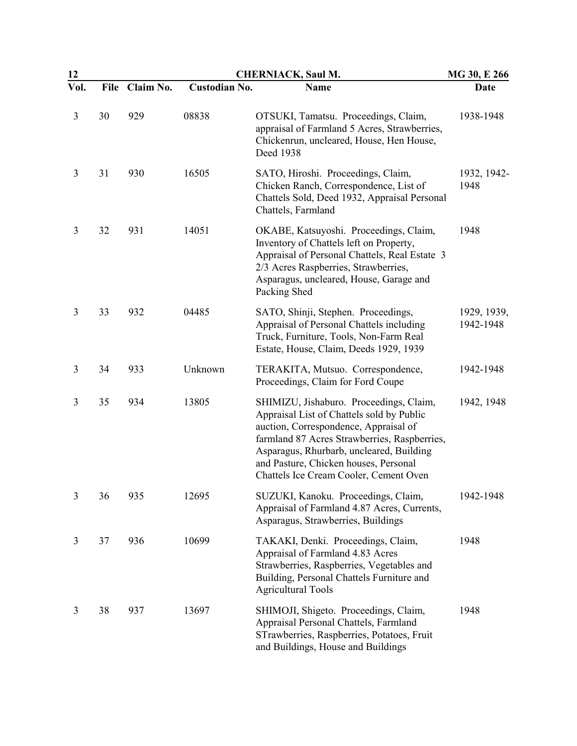| Vol. | File | Claim No. | Custodian No. | Name | Date |
|---|---|---|---|---|---|
| 3 | 30 | 929 | 08838 | OTSUKI, Tamatsu. Proceedings, Claim, appraisal of Farmland 5 Acres, Strawberries, Chickenrun, uncleared, House, Hen House, Deed 1938 | 1938-1948 |
| 3 | 31 | 930 | 16505 | SATO, Hiroshi. Proceedings, Claim, Chicken Ranch, Correspondence, List of Chattels Sold, Deed 1932, Appraisal Personal Chattels, Farmland | 1932, 1942-1948 |
| 3 | 32 | 931 | 14051 | OKABE, Katsuyoshi. Proceedings, Claim, Inventory of Chattels left on Property, Appraisal of Personal Chattels, Real Estate 3 2/3 Acres Raspberries, Strawberries, Asparagus, uncleared, House, Garage and Packing Shed | 1948 |
| 3 | 33 | 932 | 04485 | SATO, Shinji, Stephen. Proceedings, Appraisal of Personal Chattels including Truck, Furniture, Tools, Non-Farm Real Estate, House, Claim, Deeds 1929, 1939 | 1929, 1939, 1942-1948 |
| 3 | 34 | 933 | Unknown | TERAKITA, Mutsuo. Correspondence, Proceedings, Claim for Ford Coupe | 1942-1948 |
| 3 | 35 | 934 | 13805 | SHIMIZU, Jishaburo. Proceedings, Claim, Appraisal List of Chattels sold by Public auction, Correspondence, Appraisal of farmland 87 Acres Strawberries, Raspberries, Asparagus, Rhurbarb, uncleared, Building and Pasture, Chicken houses, Personal Chattels Ice Cream Cooler, Cement Oven | 1942, 1948 |
| 3 | 36 | 935 | 12695 | SUZUKI, Kanoku. Proceedings, Claim, Appraisal of Farmland 4.87 Acres, Currents, Asparagus, Strawberries, Buildings | 1942-1948 |
| 3 | 37 | 936 | 10699 | TAKAKI, Denki. Proceedings, Claim, Appraisal of Farmland 4.83 Acres Strawberries, Raspberries, Vegetables and Building, Personal Chattels Furniture and Agricultural Tools | 1948 |
| 3 | 38 | 937 | 13697 | SHIMOJI, Shigeto. Proceedings, Claim, Appraisal Personal Chattels, Farmland STrawberries, Raspberries, Potatoes, Fruit and Buildings, House and Buildings | 1948 |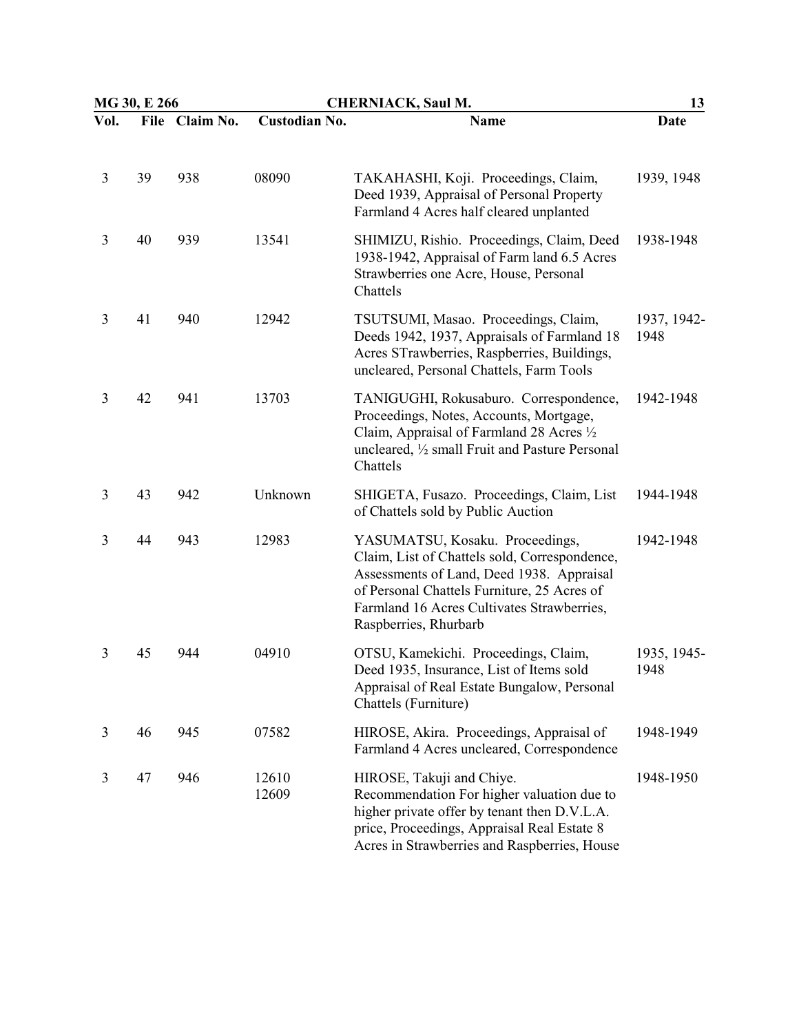| Vol. | File | Claim No. | Custodian No. | Name | Date |
|---|---|---|---|---|---|
| 3 | 39 | 938 | 08090 | TAKAHASHI, Koji. Proceedings, Claim, Deed 1939, Appraisal of Personal Property Farmland 4 Acres half cleared unplanted | 1939, 1948 |
| 3 | 40 | 939 | 13541 | SHIMIZU, Rishio. Proceedings, Claim, Deed 1938-1942, Appraisal of Farm land 6.5 Acres Strawberries one Acre, House, Personal Chattels | 1938-1948 |
| 3 | 41 | 940 | 12942 | TSUTSUMI, Masao. Proceedings, Claim, Deeds 1942, 1937, Appraisals of Farmland 18 Acres STrawberries, Raspberries, Buildings, uncleared, Personal Chattels, Farm Tools | 1937, 1942-1948 |
| 3 | 42 | 941 | 13703 | TANIGUGHI, Rokusaburo. Correspondence, Proceedings, Notes, Accounts, Mortgage, Claim, Appraisal of Farmland 28 Acres ½ uncleared, ½ small Fruit and Pasture Personal Chattels | 1942-1948 |
| 3 | 43 | 942 | Unknown | SHIGETA, Fusazo. Proceedings, Claim, List of Chattels sold by Public Auction | 1944-1948 |
| 3 | 44 | 943 | 12983 | YASUMATSU, Kosaku. Proceedings, Claim, List of Chattels sold, Correspondence, Assessments of Land, Deed 1938. Appraisal of Personal Chattels Furniture, 25 Acres of Farmland 16 Acres Cultivates Strawberries, Raspberries, Rhurbarb | 1942-1948 |
| 3 | 45 | 944 | 04910 | OTSU, Kamekichi. Proceedings, Claim, Deed 1935, Insurance, List of Items sold Appraisal of Real Estate Bungalow, Personal Chattels (Furniture) | 1935, 1945-1948 |
| 3 | 46 | 945 | 07582 | HIROSE, Akira. Proceedings, Appraisal of Farmland 4 Acres uncleared, Correspondence | 1948-1949 |
| 3 | 47 | 946 | 12610 12609 | HIROSE, Takuji and Chiye. Recommendation For higher valuation due to higher private offer by tenant then D.V.L.A. price, Proceedings, Appraisal Real Estate 8 Acres in Strawberries and Raspberries, House | 1948-1950 |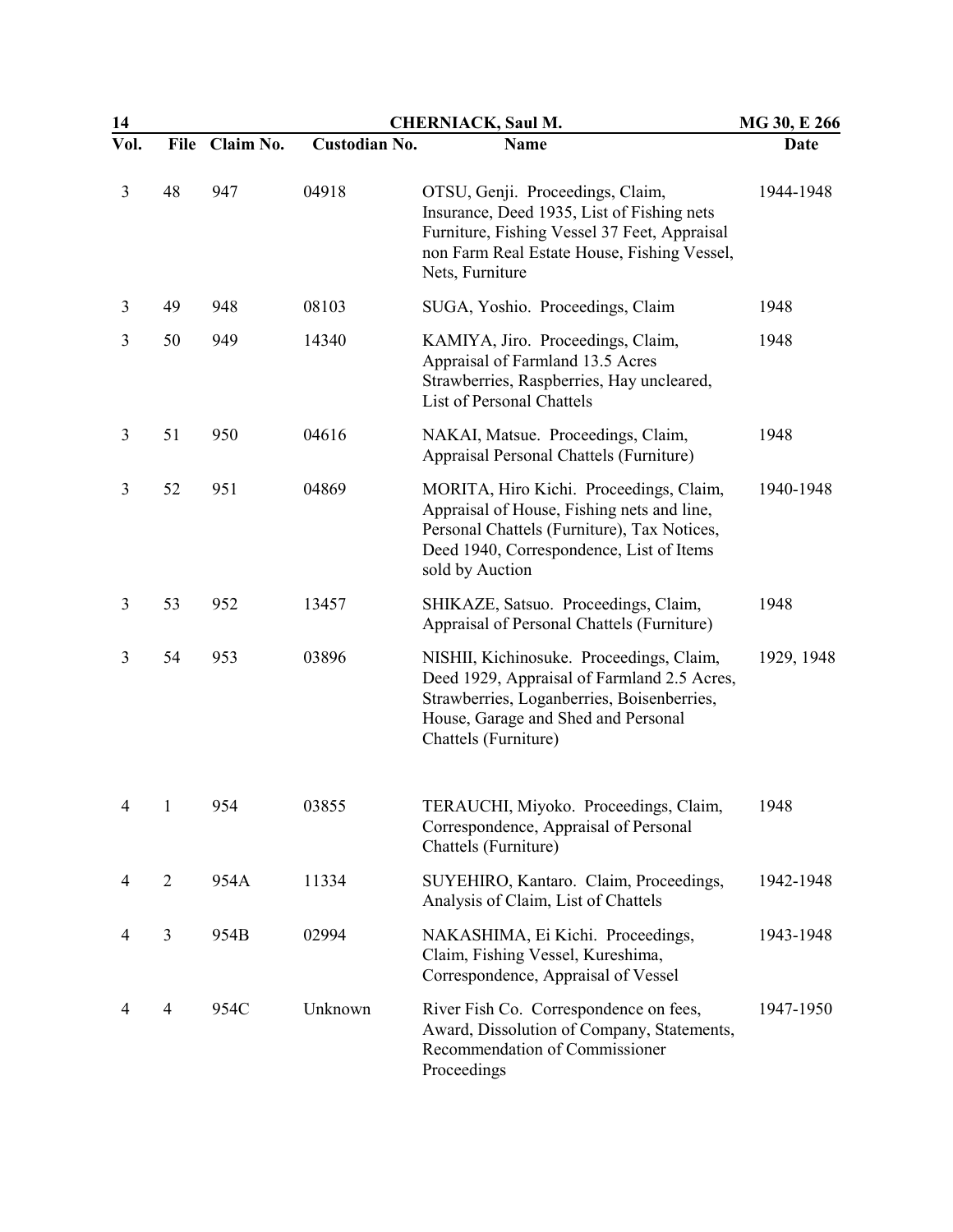| Vol. | File | Claim No. | Custodian No. | Name | Date |
|---|---|---|---|---|---|
| 3 | 48 | 947 | 04918 | OTSU, Genji. Proceedings, Claim, Insurance, Deed 1935, List of Fishing nets Furniture, Fishing Vessel 37 Feet, Appraisal non Farm Real Estate House, Fishing Vessel, Nets, Furniture | 1944-1948 |
| 3 | 49 | 948 | 08103 | SUGA, Yoshio. Proceedings, Claim | 1948 |
| 3 | 50 | 949 | 14340 | KAMIYA, Jiro. Proceedings, Claim, Appraisal of Farmland 13.5 Acres Strawberries, Raspberries, Hay uncleared, List of Personal Chattels | 1948 |
| 3 | 51 | 950 | 04616 | NAKAI, Matsue. Proceedings, Claim, Appraisal Personal Chattels (Furniture) | 1948 |
| 3 | 52 | 951 | 04869 | MORITA, Hiro Kichi. Proceedings, Claim, Appraisal of House, Fishing nets and line, Personal Chattels (Furniture), Tax Notices, Deed 1940, Correspondence, List of Items sold by Auction | 1940-1948 |
| 3 | 53 | 952 | 13457 | SHIKAZE, Satsuo. Proceedings, Claim, Appraisal of Personal Chattels (Furniture) | 1948 |
| 3 | 54 | 953 | 03896 | NISHII, Kichinosuke. Proceedings, Claim, Deed 1929, Appraisal of Farmland 2.5 Acres, Strawberries, Loganberries, Boisenberries, House, Garage and Shed and Personal Chattels (Furniture) | 1929, 1948 |
| 4 | 1 | 954 | 03855 | TERAUCHI, Miyoko. Proceedings, Claim, Correspondence, Appraisal of Personal Chattels (Furniture) | 1948 |
| 4 | 2 | 954A | 11334 | SUYEHIRO, Kantaro. Claim, Proceedings, Analysis of Claim, List of Chattels | 1942-1948 |
| 4 | 3 | 954B | 02994 | NAKASHIMA, Ei Kichi. Proceedings, Claim, Fishing Vessel, Kureshima, Correspondence, Appraisal of Vessel | 1943-1948 |
| 4 | 4 | 954C | Unknown | River Fish Co. Correspondence on fees, Award, Dissolution of Company, Statements, Recommendation of Commissioner Proceedings | 1947-1950 |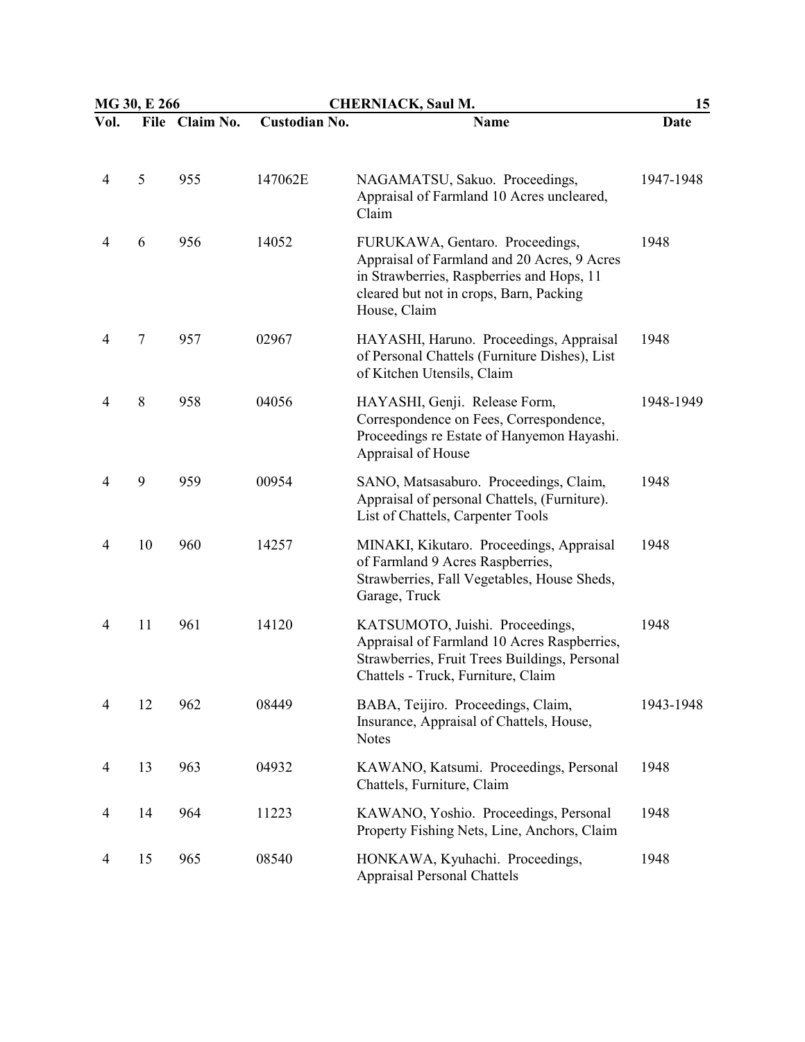| Vol. | File | Claim No. | Custodian No. | Name | Date |
|---|---|---|---|---|---|
| 4 | 5 | 955 | 147062E | NAGAMATSU, Sakuo. Proceedings, Appraisal of Farmland 10 Acres uncleared, Claim | 1947-1948 |
| 4 | 6 | 956 | 14052 | FURUKAWA, Gentaro. Proceedings, Appraisal of Farmland and 20 Acres, 9 Acres in Strawberries, Raspberries and Hops, 11 cleared but not in crops, Barn, Packing House, Claim | 1948 |
| 4 | 7 | 957 | 02967 | HAYASHI, Haruno. Proceedings, Appraisal of Personal Chattels (Furniture Dishes), List of Kitchen Utensils, Claim | 1948 |
| 4 | 8 | 958 | 04056 | HAYASHI, Genji. Release Form, Correspondence on Fees, Correspondence, Proceedings re Estate of Hanyemon Hayashi. Appraisal of House | 1948-1949 |
| 4 | 9 | 959 | 00954 | SANO, Matsasaburo. Proceedings, Claim, Appraisal of personal Chattels, (Furniture). List of Chattels, Carpenter Tools | 1948 |
| 4 | 10 | 960 | 14257 | MINAKI, Kikutaro. Proceedings, Appraisal of Farmland 9 Acres Raspberries, Strawberries, Fall Vegetables, House Sheds, Garage, Truck | 1948 |
| 4 | 11 | 961 | 14120 | KATSUMOTO, Juishi. Proceedings, Appraisal of Farmland 10 Acres Raspberries, Strawberries, Fruit Trees Buildings, Personal Chattels - Truck, Furniture, Claim | 1948 |
| 4 | 12 | 962 | 08449 | BABA, Teijiro. Proceedings, Claim, Insurance, Appraisal of Chattels, House, Notes | 1943-1948 |
| 4 | 13 | 963 | 04932 | KAWANO, Katsumi. Proceedings, Personal Chattels, Furniture, Claim | 1948 |
| 4 | 14 | 964 | 11223 | KAWANO, Yoshio. Proceedings, Personal Property Fishing Nets, Line, Anchors, Claim | 1948 |
| 4 | 15 | 965 | 08540 | HONKAWA, Kyuhachi. Proceedings, Appraisal Personal Chattels | 1948 |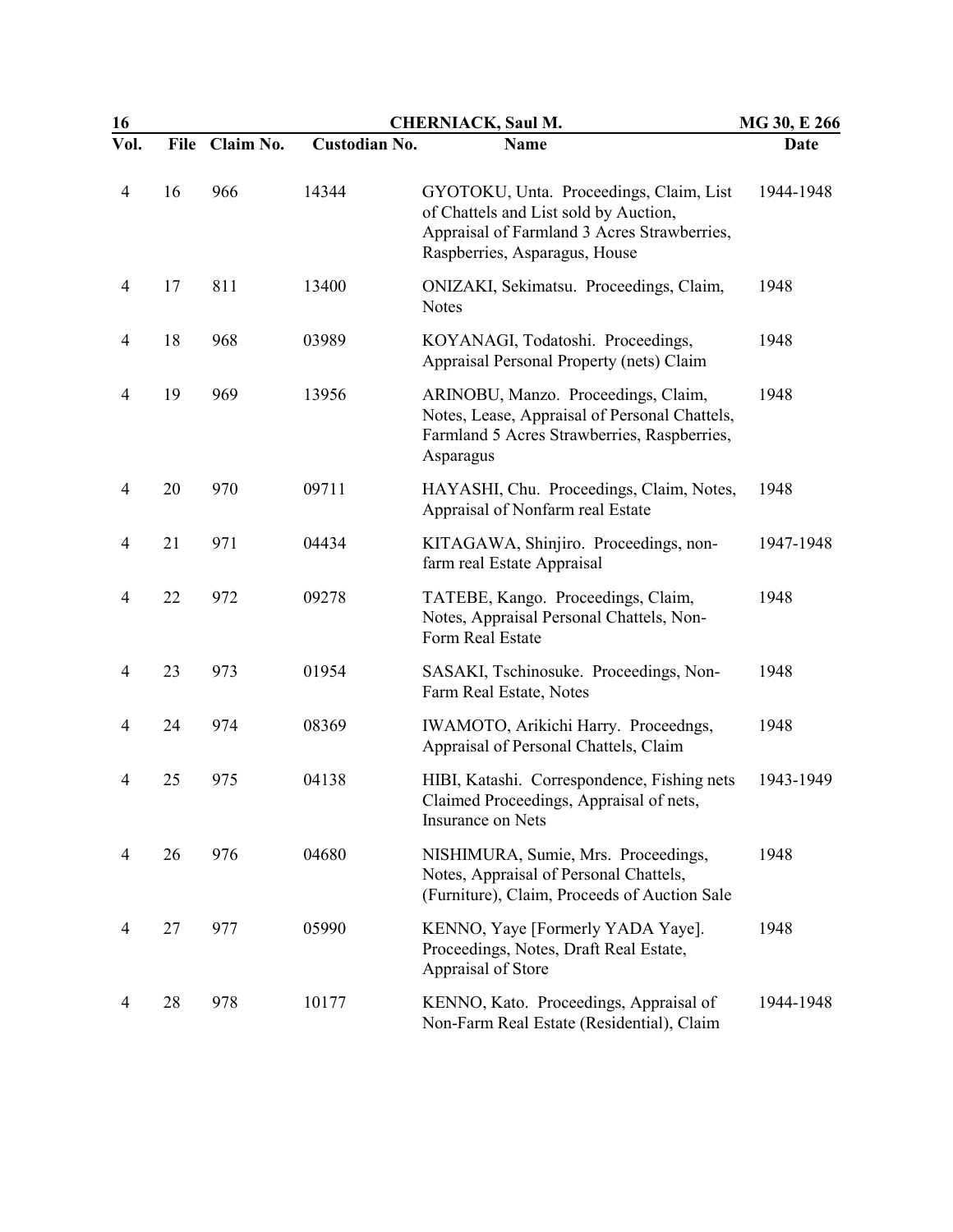| Vol. | File | Claim No. | Custodian No. | Name | Date |
|---|---|---|---|---|---|
| 4 | 16 | 966 | 14344 | GYOTOKU, Unta. Proceedings, Claim, List of Chattels and List sold by Auction, Appraisal of Farmland 3 Acres Strawberries, Raspberries, Asparagus, House | 1944-1948 |
| 4 | 17 | 811 | 13400 | ONIZAKI, Sekimatsu. Proceedings, Claim, Notes | 1948 |
| 4 | 18 | 968 | 03989 | KOYANAGI, Todatoshi. Proceedings, Appraisal Personal Property (nets) Claim | 1948 |
| 4 | 19 | 969 | 13956 | ARINOBU, Manzo. Proceedings, Claim, Notes, Lease, Appraisal of Personal Chattels, Farmland 5 Acres Strawberries, Raspberries, Asparagus | 1948 |
| 4 | 20 | 970 | 09711 | HAYASHI, Chu. Proceedings, Claim, Notes, Appraisal of Nonfarm real Estate | 1948 |
| 4 | 21 | 971 | 04434 | KITAGAWA, Shinjiro. Proceedings, non-farm real Estate Appraisal | 1947-1948 |
| 4 | 22 | 972 | 09278 | TATEBE, Kango. Proceedings, Claim, Notes, Appraisal Personal Chattels, Non-Form Real Estate | 1948 |
| 4 | 23 | 973 | 01954 | SASAKI, Tschinosuke. Proceedings, Non-Farm Real Estate, Notes | 1948 |
| 4 | 24 | 974 | 08369 | IWAMOTO, Arikichi Harry. Proceedngs, Appraisal of Personal Chattels, Claim | 1948 |
| 4 | 25 | 975 | 04138 | HIBI, Katashi. Correspondence, Fishing nets Claimed Proceedings, Appraisal of nets, Insurance on Nets | 1943-1949 |
| 4 | 26 | 976 | 04680 | NISHIMURA, Sumie, Mrs. Proceedings, Notes, Appraisal of Personal Chattels, (Furniture), Claim, Proceeds of Auction Sale | 1948 |
| 4 | 27 | 977 | 05990 | KENNO, Yaye [Formerly YADA Yaye]. Proceedings, Notes, Draft Real Estate, Appraisal of Store | 1948 |
| 4 | 28 | 978 | 10177 | KENNO, Kato. Proceedings, Appraisal of Non-Farm Real Estate (Residential), Claim | 1944-1948 |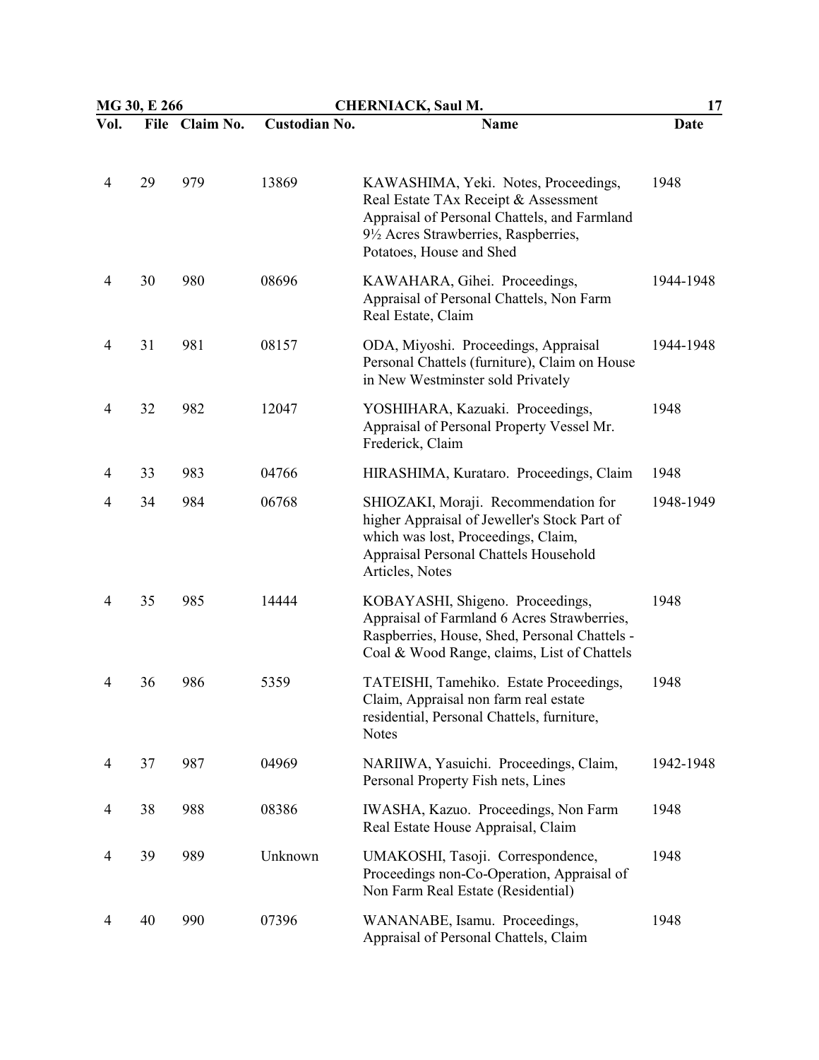| Vol. | File | Claim No. | Custodian No. | Name | Date |
|---|---|---|---|---|---|
| 4 | 29 | 979 | 13869 | KAWASHIMA, Yeki. Notes, Proceedings, Real Estate TAx Receipt & Assessment Appraisal of Personal Chattels, and Farmland 9½ Acres Strawberries, Raspberries, Potatoes, House and Shed | 1948 |
| 4 | 30 | 980 | 08696 | KAWAHARA, Gihei. Proceedings, Appraisal of Personal Chattels, Non Farm Real Estate, Claim | 1944-1948 |
| 4 | 31 | 981 | 08157 | ODA, Miyoshi. Proceedings, Appraisal Personal Chattels (furniture), Claim on House in New Westminster sold Privately | 1944-1948 |
| 4 | 32 | 982 | 12047 | YOSHIHARA, Kazuaki. Proceedings, Appraisal of Personal Property Vessel Mr. Frederick, Claim | 1948 |
| 4 | 33 | 983 | 04766 | HIRASHIMA, Kurataro. Proceedings, Claim | 1948 |
| 4 | 34 | 984 | 06768 | SHIOZAKI, Moraji. Recommendation for higher Appraisal of Jeweller's Stock Part of which was lost, Proceedings, Claim, Appraisal Personal Chattels Household Articles, Notes | 1948-1949 |
| 4 | 35 | 985 | 14444 | KOBAYASHI, Shigeno. Proceedings, Appraisal of Farmland 6 Acres Strawberries, Raspberries, House, Shed, Personal Chattels - Coal & Wood Range, claims, List of Chattels | 1948 |
| 4 | 36 | 986 | 5359 | TATEISHI, Tamehiko. Estate Proceedings, Claim, Appraisal non farm real estate residential, Personal Chattels, furniture, Notes | 1948 |
| 4 | 37 | 987 | 04969 | NARIIWA, Yasuichi. Proceedings, Claim, Personal Property Fish nets, Lines | 1942-1948 |
| 4 | 38 | 988 | 08386 | IWASHA, Kazuo. Proceedings, Non Farm Real Estate House Appraisal, Claim | 1948 |
| 4 | 39 | 989 | Unknown | UMAKOSHI, Tasoji. Correspondence, Proceedings non-Co-Operation, Appraisal of Non Farm Real Estate (Residential) | 1948 |
| 4 | 40 | 990 | 07396 | WANANABE, Isamu. Proceedings, Appraisal of Personal Chattels, Claim | 1948 |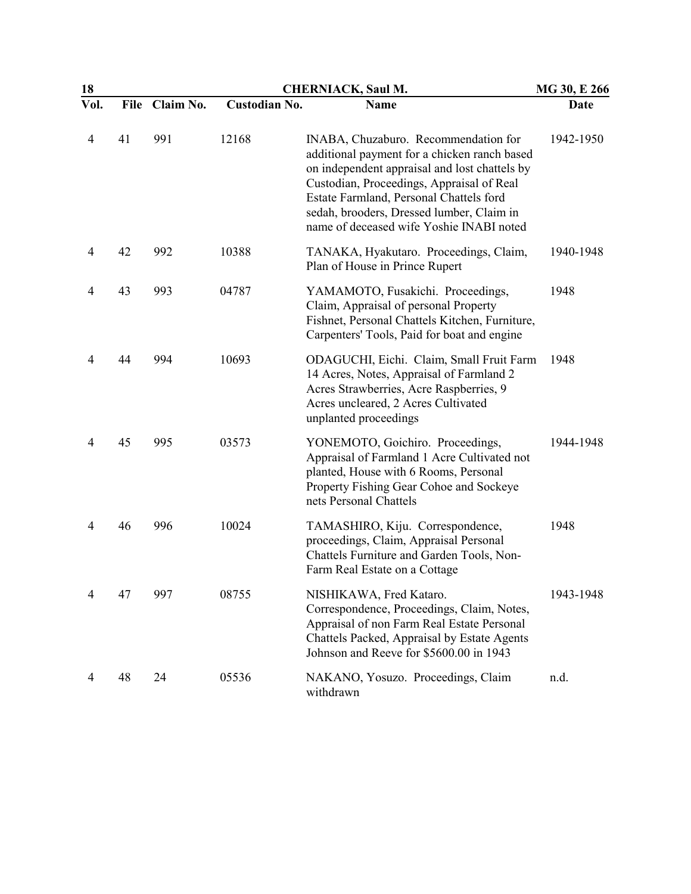| Vol. | File | Claim No. | Custodian No. | Name | Date |
|---|---|---|---|---|---|
| 4 | 41 | 991 | 12168 | INABA, Chuzaburo. Recommendation for additional payment for a chicken ranch based on independent appraisal and lost chattels by Custodian, Proceedings, Appraisal of Real Estate Farmland, Personal Chattels ford sedah, brooders, Dressed lumber, Claim in name of deceased wife Yoshie INABI noted | 1942-1950 |
| 4 | 42 | 992 | 10388 | TANAKA, Hyakutaro. Proceedings, Claim, Plan of House in Prince Rupert | 1940-1948 |
| 4 | 43 | 993 | 04787 | YAMAMOTO, Fusakichi. Proceedings, Claim, Appraisal of personal Property Fishnet, Personal Chattels Kitchen, Furniture, Carpenters' Tools, Paid for boat and engine | 1948 |
| 4 | 44 | 994 | 10693 | ODAGUCHI, Eichi. Claim, Small Fruit Farm 14 Acres, Notes, Appraisal of Farmland 2 Acres Strawberries, Acre Raspberries, 9 Acres uncleared, 2 Acres Cultivated unplanted proceedings | 1948 |
| 4 | 45 | 995 | 03573 | YONEMOTO, Goichiro. Proceedings, Appraisal of Farmland 1 Acre Cultivated not planted, House with 6 Rooms, Personal Property Fishing Gear Cohoe and Sockeye nets Personal Chattels | 1944-1948 |
| 4 | 46 | 996 | 10024 | TAMASHIRO, Kiju. Correspondence, proceedings, Claim, Appraisal Personal Chattels Furniture and Garden Tools, Non-Farm Real Estate on a Cottage | 1948 |
| 4 | 47 | 997 | 08755 | NISHIKAWA, Fred Kataro. Correspondence, Proceedings, Claim, Notes, Appraisal of non Farm Real Estate Personal Chattels Packed, Appraisal by Estate Agents Johnson and Reeve for $5600.00 in 1943 | 1943-1948 |
| 4 | 48 | 24 | 05536 | NAKANO, Yosuzo. Proceedings, Claim withdrawn | n.d. |